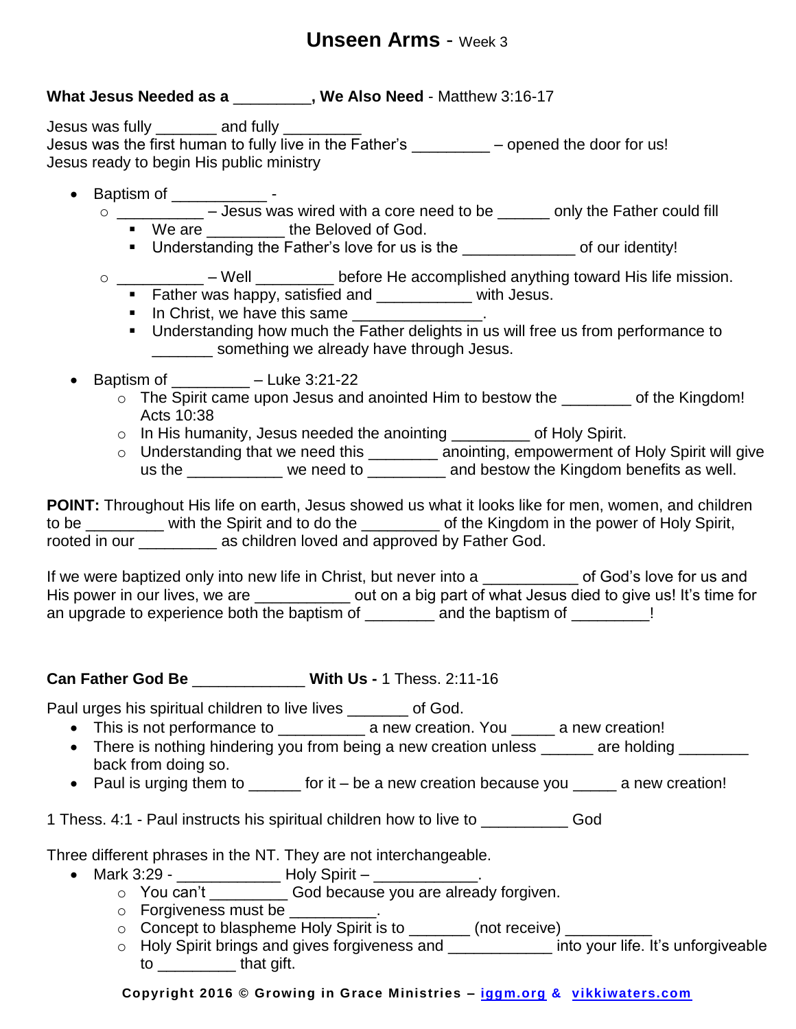# Unseen Arms - Week 3

**What Jesus Needed as a _________, We Also Need** - Matthew 3:16-17

Jesus was fully _______ and fully _________
Jesus was the first human to fully live in the Father's _________ – opened the door for us!
Jesus ready to begin His public ministry

- Baptism of ___________ -
  - __________ – Jesus was wired with a core need to be ______ only the Father could fill
    - We are _________ the Beloved of God.
    - Understanding the Father's love for us is the _____________ of our identity!
  - __________ – Well _________ before He accomplished anything toward His life mission.
    - Father was happy, satisfied and ___________ with Jesus.
    - In Christ, we have this same _______________.
    - Understanding how much the Father delights in us will free us from performance to _______ something we already have through Jesus.
- Baptism of _________ – Luke 3:21-22
  - The Spirit came upon Jesus and anointed Him to bestow the ________ of the Kingdom! Acts 10:38
  - In His humanity, Jesus needed the anointing _________ of Holy Spirit.
  - Understanding that we need this ________ anointing, empowerment of Holy Spirit will give us the ___________ we need to _________ and bestow the Kingdom benefits as well.

**POINT:** Throughout His life on earth, Jesus showed us what it looks like for men, women, and children to be _________ with the Spirit and to do the _________ of the Kingdom in the power of Holy Spirit, rooted in our _________ as children loved and approved by Father God.

If we were baptized only into new life in Christ, but never into a ___________ of God's love for us and His power in our lives, we are ___________ out on a big part of what Jesus died to give us! It's time for an upgrade to experience both the baptism of ________ and the baptism of _________!

**Can Father God Be _____________ With Us -** 1 Thess. 2:11-16

Paul urges his spiritual children to live lives _______ of God.

- This is not performance to __________ a new creation. You _____ a new creation!
- There is nothing hindering you from being a new creation unless ______ are holding ________ back from doing so.
- Paul is urging them to ______ for it – be a new creation because you _____ a new creation!

1 Thess. 4:1 - Paul instructs his spiritual children how to live to __________ God

Three different phrases in the NT. They are not interchangeable.

- Mark 3:29 - ____________ Holy Spirit – ____________.
  - You can't _________ God because you are already forgiven.
  - Forgiveness must be __________.
  - Concept to blaspheme Holy Spirit is to _______ (not receive) __________
  - Holy Spirit brings and gives forgiveness and ____________ into your life. It's unforgiveable to _________ that gift.

**Copyright 2016 © Growing in Grace Ministries – iggm.org & vikkiwaters.com**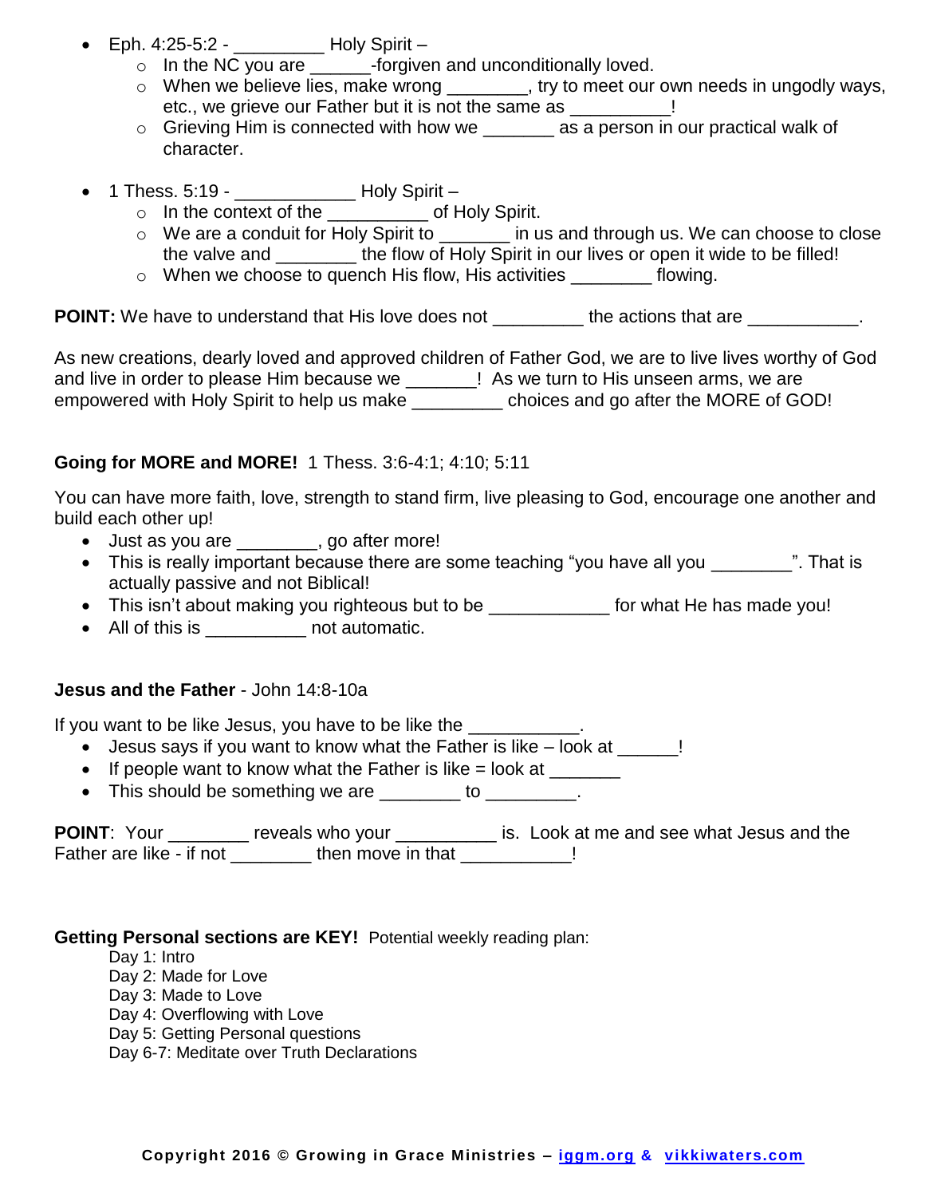- Eph. 4:25-5:2 - _________ Holy Spirit –
  - In the NC you are ______-forgiven and unconditionally loved.
  - When we believe lies, make wrong ________, try to meet our own needs in ungodly ways, etc., we grieve our Father but it is not the same as __________!
  - Grieving Him is connected with how we _______ as a person in our practical walk of character.

- 1 Thess. 5:19 - ____________ Holy Spirit –
  - In the context of the __________ of Holy Spirit.
  - We are a conduit for Holy Spirit to _______ in us and through us. We can choose to close the valve and ________ the flow of Holy Spirit in our lives or open it wide to be filled!
  - When we choose to quench His flow, His activities ________ flowing.

**POINT:** We have to understand that His love does not _________ the actions that are ___________.

As new creations, dearly loved and approved children of Father God, we are to live lives worthy of God and live in order to please Him because we _______! As we turn to His unseen arms, we are empowered with Holy Spirit to help us make _________ choices and go after the MORE of GOD!

**Going for MORE and MORE!** 1 Thess. 3:6-4:1; 4:10; 5:11

You can have more faith, love, strength to stand firm, live pleasing to God, encourage one another and build each other up!

- Just as you are ________, go after more!
- This is really important because there are some teaching "you have all you ________". That is actually passive and not Biblical!
- This isn't about making you righteous but to be ____________ for what He has made you!
- All of this is __________ not automatic.

**Jesus and the Father** - John 14:8-10a

If you want to be like Jesus, you have to be like the ___________.

- Jesus says if you want to know what the Father is like – look at ______!
- If people want to know what the Father is like = look at _______
- This should be something we are ________ to _________.

**POINT**: Your ________ reveals who your __________ is. Look at me and see what Jesus and the Father are like - if not ________ then move in that ___________!

**Getting Personal sections are KEY!** Potential weekly reading plan:

Day 1: Intro
Day 2: Made for Love
Day 3: Made to Love
Day 4: Overflowing with Love
Day 5: Getting Personal questions
Day 6-7: Meditate over Truth Declarations

**Copyright 2016 © Growing in Grace Ministries – iggm.org & vikkiwaters.com**